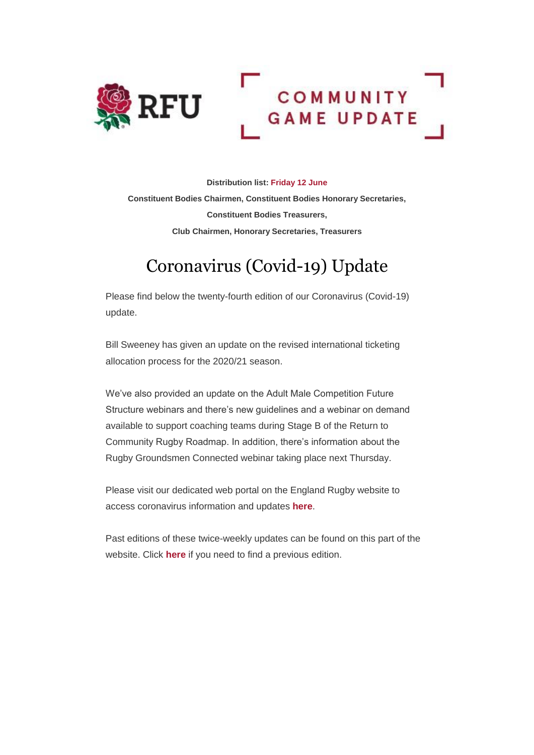RFU

COMMUNITY GAME UPDATE

**Distribution list: Friday 12 June**

**Constituent Bodies Chairmen, Constituent Bodies Honorary Secretaries,**

**Constituent Bodies Treasurers,**

**Club Chairmen, Honorary Secretaries, Treasurers**

# Coronavirus (Covid-19) Update

Please find below the twenty-fourth edition of our Coronavirus (Covid-19) update.

Bill Sweeney has given an update on the revised international ticketing allocation process for the 2020/21 season.

We've also provided an update on the Adult Male Competition Future Structure webinars and there's new guidelines and a webinar on demand available to support coaching teams during Stage B of the Return to Community Rugby Roadmap. In addition, there's information about the Rugby Groundsmen Connected webinar taking place next Thursday.

Please visit our dedicated web portal on the England Rugby website to access coronavirus information and updates **here**.

Past editions of these twice-weekly updates can be found on this part of the website. Click **here** if you need to find a previous edition.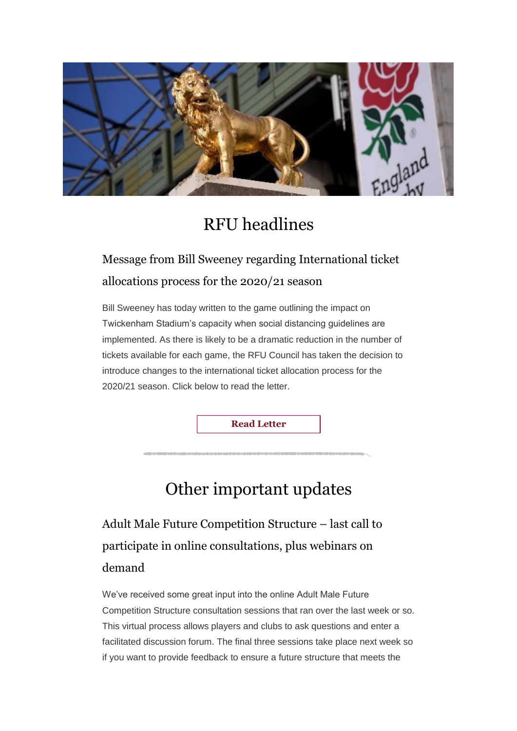# RFU headlines

## Message from Bill Sweeney regarding International ticket allocations process for the 2020/21 season

Bill Sweeney has today written to the game outlining the impact on Twickenham Stadium's capacity when social distancing guidelines are implemented. As there is likely to be a dramatic reduction in the number of tickets available for each game, the RFU Council has taken the decision to introduce changes to the international ticket allocation process for the 2020/21 season. Click below to read the letter.

**Read Letter**

# Other important updates

## Adult Male Future Competition Structure – last call to participate in online consultations, plus webinars on demand

We've received some great input into the online Adult Male Future Competition Structure consultation sessions that ran over the last week or so. This virtual process allows players and clubs to ask questions and enter a facilitated discussion forum. The final three sessions take place next week so if you want to provide feedback to ensure a future structure that meets the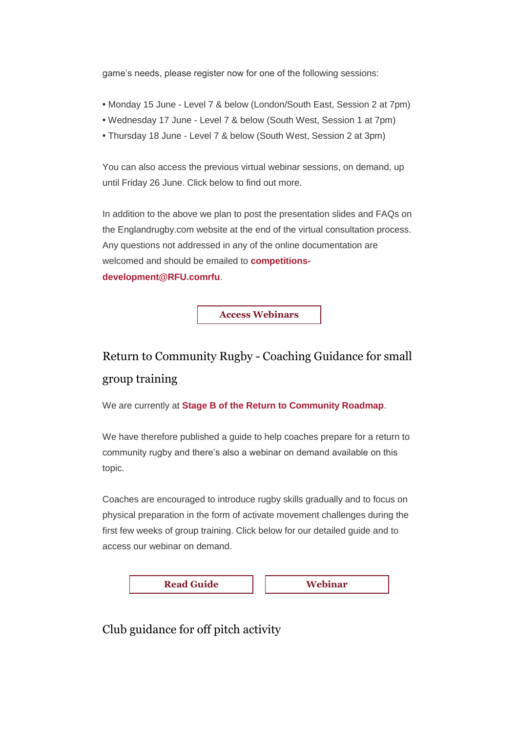game's needs, please register now for one of the following sessions:

- Monday 15 June - Level 7 & below (London/South East, Session 2 at 7pm)
- Wednesday 17 June - Level 7 & below (South West, Session 1 at 7pm)
- Thursday 18 June - Level 7 & below (South West, Session 2 at 3pm)

You can also access the previous virtual webinar sessions, on demand, up until Friday 26 June. Click below to find out more.

In addition to the above we plan to post the presentation slides and FAQs on the Englandrugby.com website at the end of the virtual consultation process. Any questions not addressed in any of the online documentation are welcomed and should be emailed to **competitions-development@RFU.comrfu**.

**Access Webinars**

## Return to Community Rugby - Coaching Guidance for small group training

We are currently at **Stage B of the Return to Community Roadmap**.

We have therefore published a guide to help coaches prepare for a return to community rugby and there's also a webinar on demand available on this topic.

Coaches are encouraged to introduce rugby skills gradually and to focus on physical preparation in the form of activate movement challenges during the first few weeks of group training. Click below for our detailed guide and to access our webinar on demand.

**Read Guide** **Webinar**

## Club guidance for off pitch activity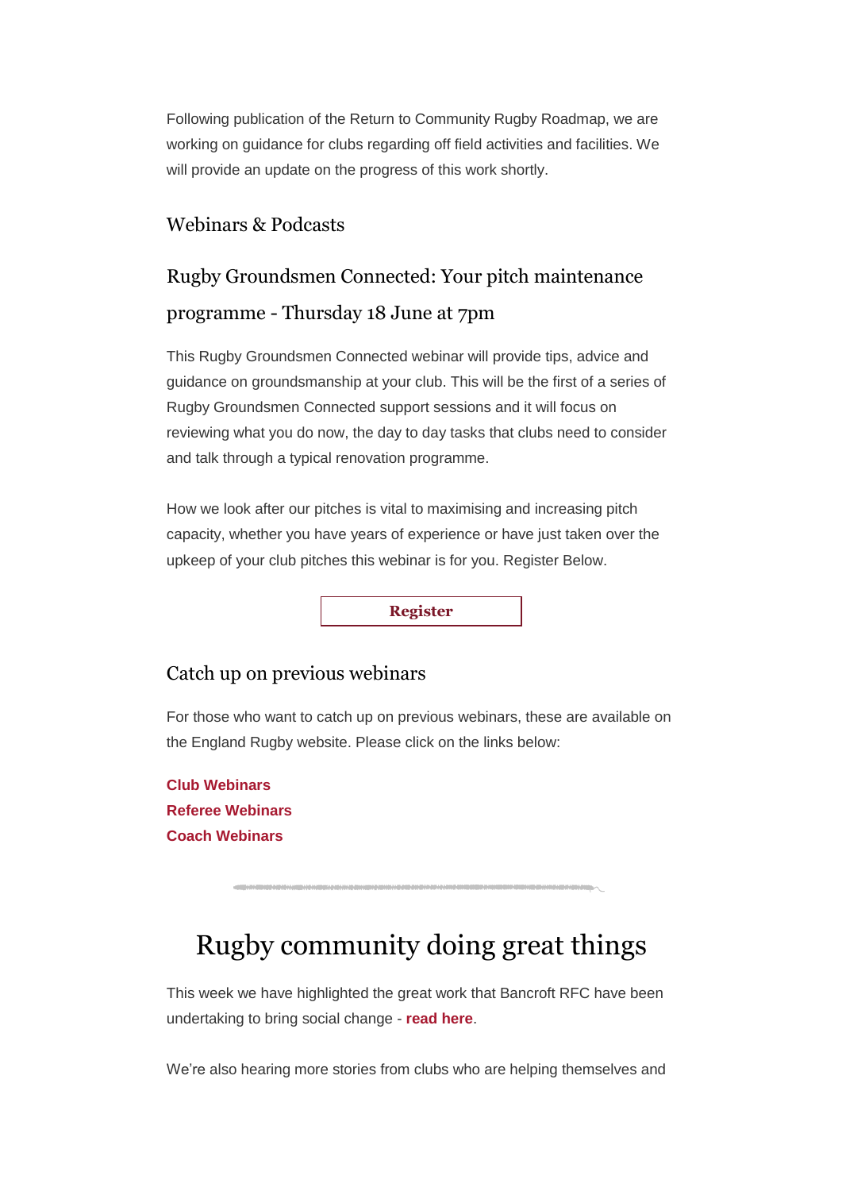Following publication of the Return to Community Rugby Roadmap, we are working on guidance for clubs regarding off field activities and facilities. We will provide an update on the progress of this work shortly.

### Webinars & Podcasts

### Rugby Groundsmen Connected: Your pitch maintenance programme - Thursday 18 June at 7pm

This Rugby Groundsmen Connected webinar will provide tips, advice and guidance on groundsmanship at your club. This will be the first of a series of Rugby Groundsmen Connected support sessions and it will focus on reviewing what you do now, the day to day tasks that clubs need to consider and talk through a typical renovation programme.

How we look after our pitches is vital to maximising and increasing pitch capacity, whether you have years of experience or have just taken over the upkeep of your club pitches this webinar is for you. Register Below.

**Register**

### Catch up on previous webinars

For those who want to catch up on previous webinars, these are available on the England Rugby website. Please click on the links below:

**Club Webinars**
**Referee Webinars**
**Coach Webinars**

## Rugby community doing great things

This week we have highlighted the great work that Bancroft RFC have been undertaking to bring social change - **read here**.

We're also hearing more stories from clubs who are helping themselves and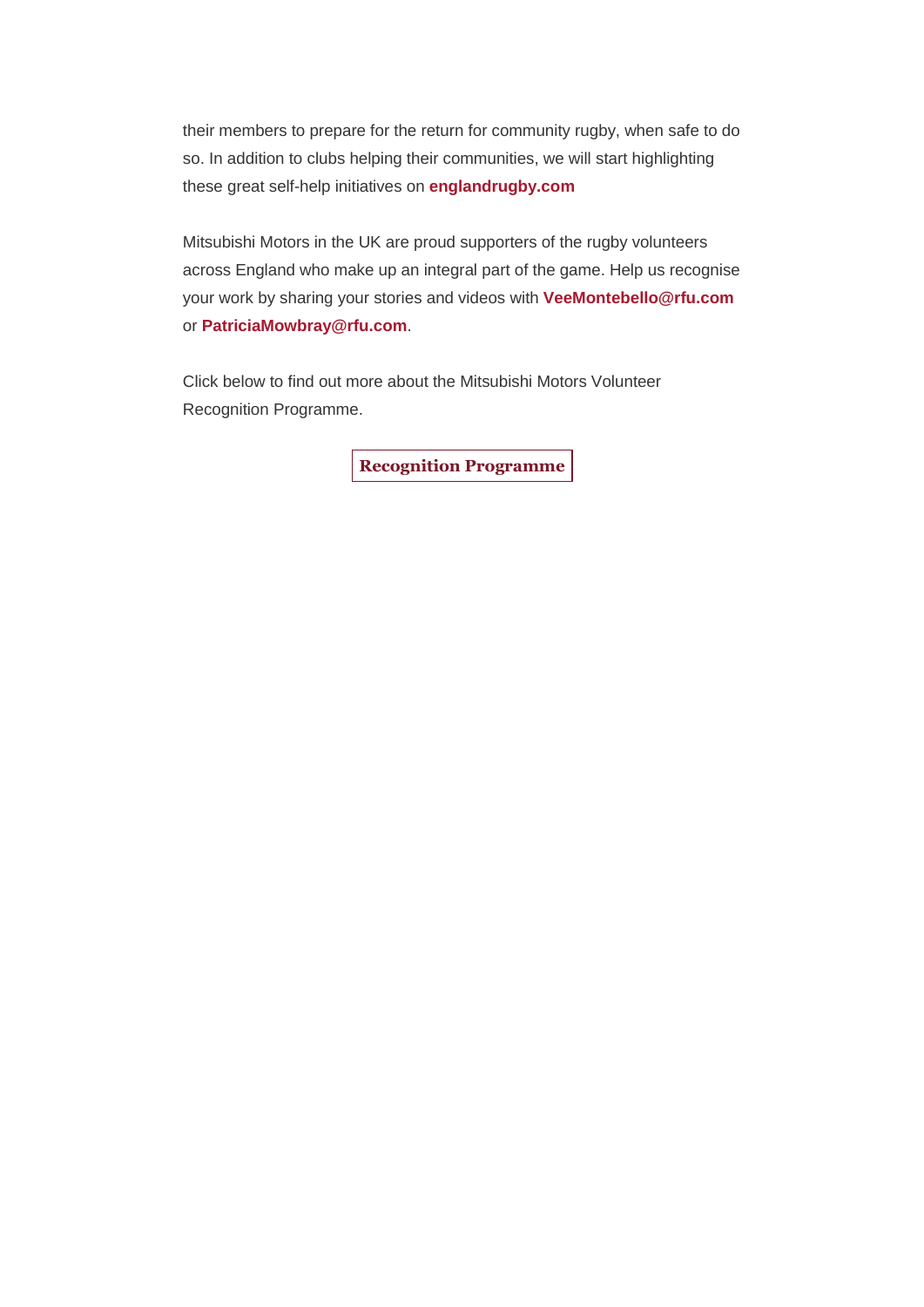their members to prepare for the return for community rugby, when safe to do so. In addition to clubs helping their communities, we will start highlighting these great self-help initiatives on **englandrugby.com**

Mitsubishi Motors in the UK are proud supporters of the rugby volunteers across England who make up an integral part of the game. Help us recognise your work by sharing your stories and videos with **VeeMontebello@rfu.com** or **PatriciaMowbray@rfu.com**.

Click below to find out more about the Mitsubishi Motors Volunteer Recognition Programme.

**Recognition Programme**